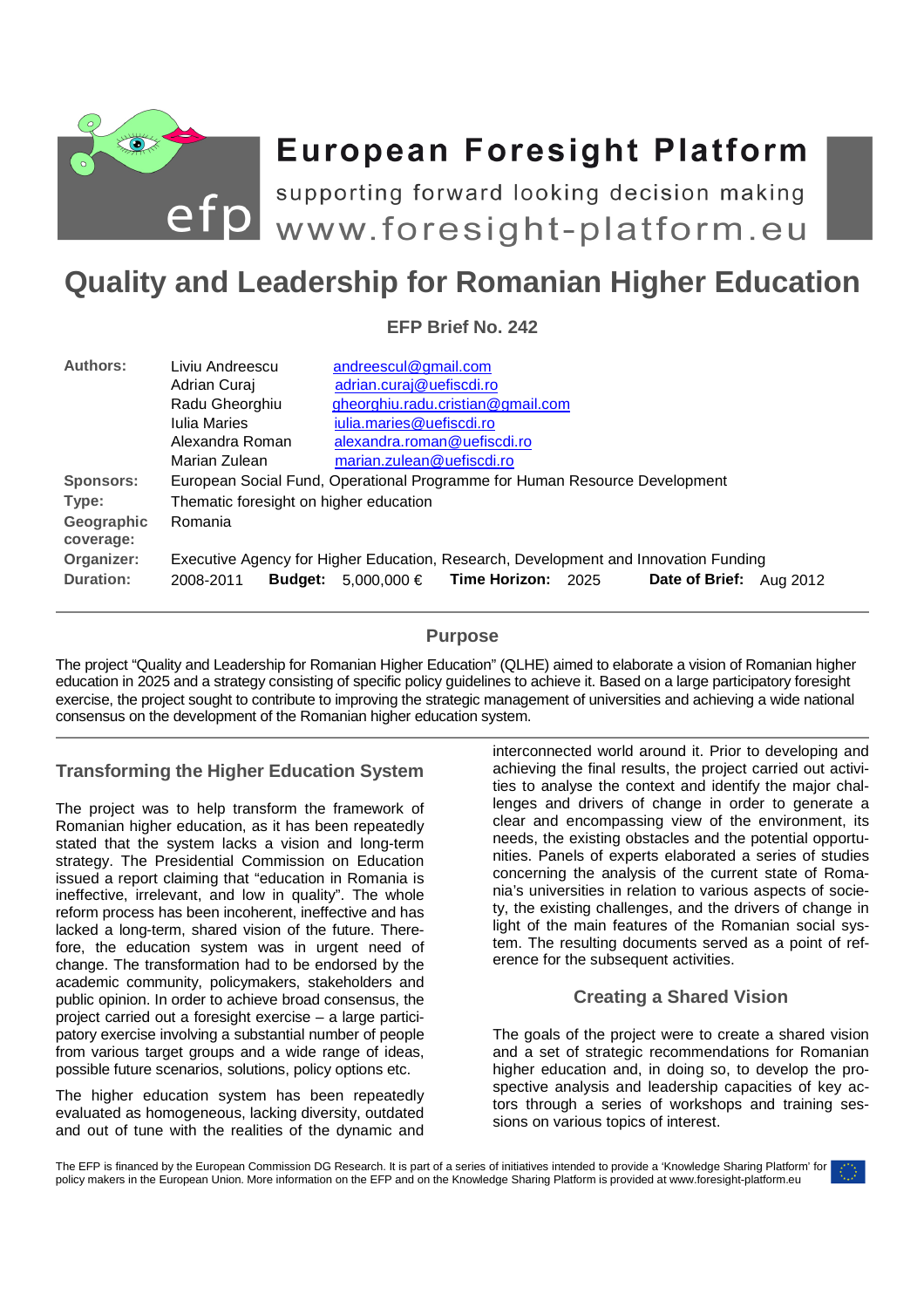# European Foresight Platform

supporting forward looking decision making

www.foresight-platform.eu

# Quality and Leadership for Romanian Higher Education

**EFP Brief No. 242**

| | |
|---|---|
| **Authors:** | Liviu Andreescu andreescul@gmail.com<br>Adrian Curaj adrian.curaj@uefiscdi.ro<br>Radu Gheorghiu gheorghiu.radu.cristian@gmail.com<br>Iulia Maries iulia.maries@uefiscdi.ro<br>Alexandra Roman alexandra.roman@uefiscdi.ro<br>Marian Zulean marian.zulean@uefiscdi.ro |
| **Sponsors:** | European Social Fund, Operational Programme for Human Resource Development |
| **Type:** | Thematic foresight on higher education |
| **Geographic coverage:** | Romania |
| **Organizer:** | Executive Agency for Higher Education, Research, Development and Innovation Funding |
| **Duration:** | 2008-2011 **Budget:** 5,000,000 € **Time Horizon:** 2025 **Date of Brief:** Aug 2012 |

## Purpose

The project "Quality and Leadership for Romanian Higher Education" (QLHE) aimed to elaborate a vision of Romanian higher education in 2025 and a strategy consisting of specific policy guidelines to achieve it. Based on a large participatory foresight exercise, the project sought to contribute to improving the strategic management of universities and achieving a wide national consensus on the development of the Romanian higher education system.

## Transforming the Higher Education System

The project was to help transform the framework of Romanian higher education, as it has been repeatedly stated that the system lacks a vision and long-term strategy. The Presidential Commission on Education issued a report claiming that "education in Romania is ineffective, irrelevant, and low in quality". The whole reform process has been incoherent, ineffective and has lacked a long-term, shared vision of the future. Therefore, the education system was in urgent need of change. The transformation had to be endorsed by the academic community, policymakers, stakeholders and public opinion. In order to achieve broad consensus, the project carried out a foresight exercise – a large participatory exercise involving a substantial number of people from various target groups and a wide range of ideas, possible future scenarios, solutions, policy options etc.

The higher education system has been repeatedly evaluated as homogeneous, lacking diversity, outdated and out of tune with the realities of the dynamic and interconnected world around it. Prior to developing and achieving the final results, the project carried out activities to analyse the context and identify the major challenges and drivers of change in order to generate a clear and encompassing view of the environment, its needs, the existing obstacles and the potential opportunities. Panels of experts elaborated a series of studies concerning the analysis of the current state of Romania's universities in relation to various aspects of society, the existing challenges, and the drivers of change in light of the main features of the Romanian social system. The resulting documents served as a point of reference for the subsequent activities.

## Creating a Shared Vision

The goals of the project were to create a shared vision and a set of strategic recommendations for Romanian higher education and, in doing so, to develop the prospective analysis and leadership capacities of key actors through a series of workshops and training sessions on various topics of interest.

The EFP is financed by the European Commission DG Research. It is part of a series of initiatives intended to provide a 'Knowledge Sharing Platform' for policy makers in the European Union. More information on the EFP and on the Knowledge Sharing Platform is provided at www.foresight-platform.eu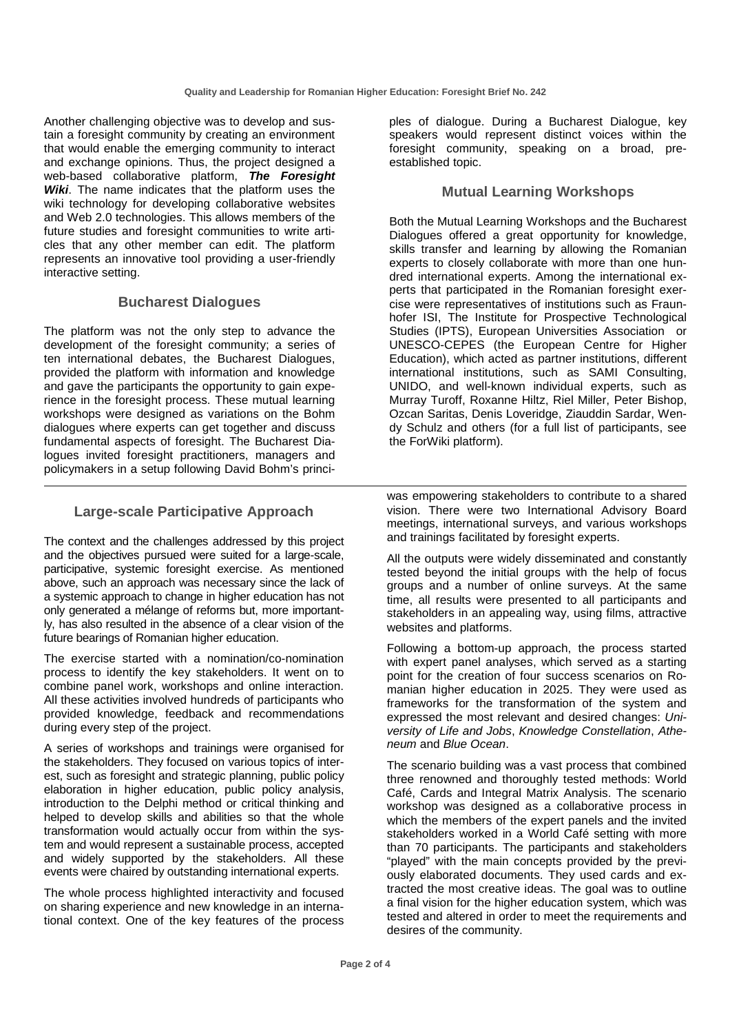Another challenging objective was to develop and sustain a foresight community by creating an environment that would enable the emerging community to interact and exchange opinions. Thus, the project designed a web-based collaborative platform, ***The Foresight Wiki***. The name indicates that the platform uses the wiki technology for developing collaborative websites and Web 2.0 technologies. This allows members of the future studies and foresight communities to write articles that any other member can edit. The platform represents an innovative tool providing a user-friendly interactive setting.

## Bucharest Dialogues

The platform was not the only step to advance the development of the foresight community; a series of ten international debates, the Bucharest Dialogues, provided the platform with information and knowledge and gave the participants the opportunity to gain experience in the foresight process. These mutual learning workshops were designed as variations on the Bohm dialogues where experts can get together and discuss fundamental aspects of foresight. The Bucharest Dialogues invited foresight practitioners, managers and policymakers in a setup following David Bohm's principles of dialogue. During a Bucharest Dialogue, key speakers would represent distinct voices within the foresight community, speaking on a broad, pre-established topic.

## Mutual Learning Workshops

Both the Mutual Learning Workshops and the Bucharest Dialogues offered a great opportunity for knowledge, skills transfer and learning by allowing the Romanian experts to closely collaborate with more than one hundred international experts. Among the international experts that participated in the Romanian foresight exercise were representatives of institutions such as Fraunhofer ISI, The Institute for Prospective Technological Studies (IPTS), European Universities Association or UNESCO-CEPES (the European Centre for Higher Education), which acted as partner institutions, different international institutions, such as SAMI Consulting, UNIDO, and well-known individual experts, such as Murray Turoff, Roxanne Hiltz, Riel Miller, Peter Bishop, Ozcan Saritas, Denis Loveridge, Ziauddin Sardar, Wendy Schulz and others (for a full list of participants, see the ForWiki platform).

## Large-scale Participative Approach

The context and the challenges addressed by this project and the objectives pursued were suited for a large-scale, participative, systemic foresight exercise. As mentioned above, such an approach was necessary since the lack of a systemic approach to change in higher education has not only generated a mélange of reforms but, more importantly, has also resulted in the absence of a clear vision of the future bearings of Romanian higher education.

The exercise started with a nomination/co-nomination process to identify the key stakeholders. It went on to combine panel work, workshops and online interaction. All these activities involved hundreds of participants who provided knowledge, feedback and recommendations during every step of the project.

A series of workshops and trainings were organised for the stakeholders. They focused on various topics of interest, such as foresight and strategic planning, public policy elaboration in higher education, public policy analysis, introduction to the Delphi method or critical thinking and helped to develop skills and abilities so that the whole transformation would actually occur from within the system and would represent a sustainable process, accepted and widely supported by the stakeholders. All these events were chaired by outstanding international experts.

The whole process highlighted interactivity and focused on sharing experience and new knowledge in an international context. One of the key features of the process was empowering stakeholders to contribute to a shared vision. There were two International Advisory Board meetings, international surveys, and various workshops and trainings facilitated by foresight experts.

All the outputs were widely disseminated and constantly tested beyond the initial groups with the help of focus groups and a number of online surveys. At the same time, all results were presented to all participants and stakeholders in an appealing way, using films, attractive websites and platforms.

Following a bottom-up approach, the process started with expert panel analyses, which served as a starting point for the creation of four success scenarios on Romanian higher education in 2025. They were used as frameworks for the transformation of the system and expressed the most relevant and desired changes: *University of Life and Jobs*, *Knowledge Constellation*, *Atheneum* and *Blue Ocean*.

The scenario building was a vast process that combined three renowned and thoroughly tested methods: World Café, Cards and Integral Matrix Analysis. The scenario workshop was designed as a collaborative process in which the members of the expert panels and the invited stakeholders worked in a World Café setting with more than 70 participants. The participants and stakeholders "played" with the main concepts provided by the previously elaborated documents. They used cards and extracted the most creative ideas. The goal was to outline a final vision for the higher education system, which was tested and altered in order to meet the requirements and desires of the community.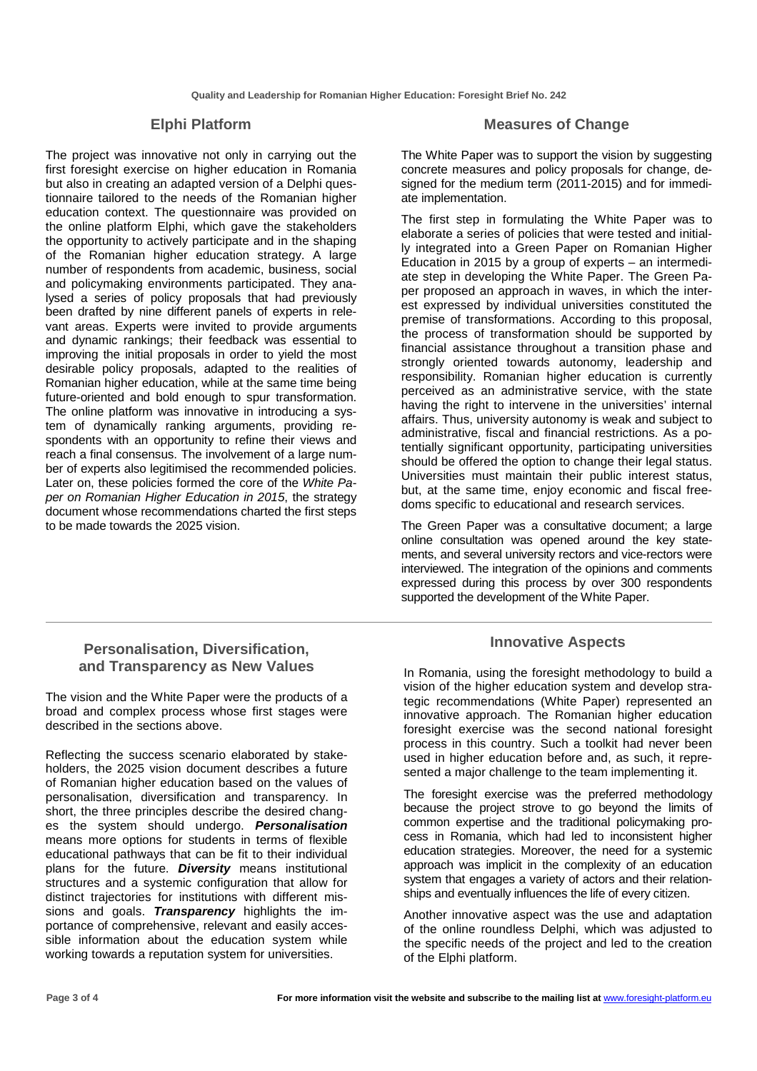## Elphi Platform

The project was innovative not only in carrying out the first foresight exercise on higher education in Romania but also in creating an adapted version of a Delphi questionnaire tailored to the needs of the Romanian higher education context. The questionnaire was provided on the online platform Elphi, which gave the stakeholders the opportunity to actively participate and in the shaping of the Romanian higher education strategy. A large number of respondents from academic, business, social and policymaking environments participated. They analysed a series of policy proposals that had previously been drafted by nine different panels of experts in relevant areas. Experts were invited to provide arguments and dynamic rankings; their feedback was essential to improving the initial proposals in order to yield the most desirable policy proposals, adapted to the realities of Romanian higher education, while at the same time being future-oriented and bold enough to spur transformation. The online platform was innovative in introducing a system of dynamically ranking arguments, providing respondents with an opportunity to refine their views and reach a final consensus. The involvement of a large number of experts also legitimised the recommended policies. Later on, these policies formed the core of the *White Paper on Romanian Higher Education in 2015*, the strategy document whose recommendations charted the first steps to be made towards the 2025 vision.

## Measures of Change

The White Paper was to support the vision by suggesting concrete measures and policy proposals for change, designed for the medium term (2011-2015) and for immediate implementation.

The first step in formulating the White Paper was to elaborate a series of policies that were tested and initially integrated into a Green Paper on Romanian Higher Education in 2015 by a group of experts – an intermediate step in developing the White Paper. The Green Paper proposed an approach in waves, in which the interest expressed by individual universities constituted the premise of transformations. According to this proposal, the process of transformation should be supported by financial assistance throughout a transition phase and strongly oriented towards autonomy, leadership and responsibility. Romanian higher education is currently perceived as an administrative service, with the state having the right to intervene in the universities' internal affairs. Thus, university autonomy is weak and subject to administrative, fiscal and financial restrictions. As a potentially significant opportunity, participating universities should be offered the option to change their legal status. Universities must maintain their public interest status, but, at the same time, enjoy economic and fiscal freedoms specific to educational and research services.

The Green Paper was a consultative document; a large online consultation was opened around the key statements, and several university rectors and vice-rectors were interviewed. The integration of the opinions and comments expressed during this process by over 300 respondents supported the development of the White Paper.

## Personalisation, Diversification, and Transparency as New Values

The vision and the White Paper were the products of a broad and complex process whose first stages were described in the sections above.

Reflecting the success scenario elaborated by stakeholders, the 2025 vision document describes a future of Romanian higher education based on the values of personalisation, diversification and transparency. In short, the three principles describe the desired changes the system should undergo. ***Personalisation*** means more options for students in terms of flexible educational pathways that can be fit to their individual plans for the future. ***Diversity*** means institutional structures and a systemic configuration that allow for distinct trajectories for institutions with different missions and goals. ***Transparency*** highlights the importance of comprehensive, relevant and easily accessible information about the education system while working towards a reputation system for universities.

## Innovative Aspects

In Romania, using the foresight methodology to build a vision of the higher education system and develop strategic recommendations (White Paper) represented an innovative approach. The Romanian higher education foresight exercise was the second national foresight process in this country. Such a toolkit had never been used in higher education before and, as such, it represented a major challenge to the team implementing it.

The foresight exercise was the preferred methodology because the project strove to go beyond the limits of common expertise and the traditional policymaking process in Romania, which had led to inconsistent higher education strategies. Moreover, the need for a systemic approach was implicit in the complexity of an education system that engages a variety of actors and their relationships and eventually influences the life of every citizen.

Another innovative aspect was the use and adaptation of the online roundless Delphi, which was adjusted to the specific needs of the project and led to the creation of the Elphi platform.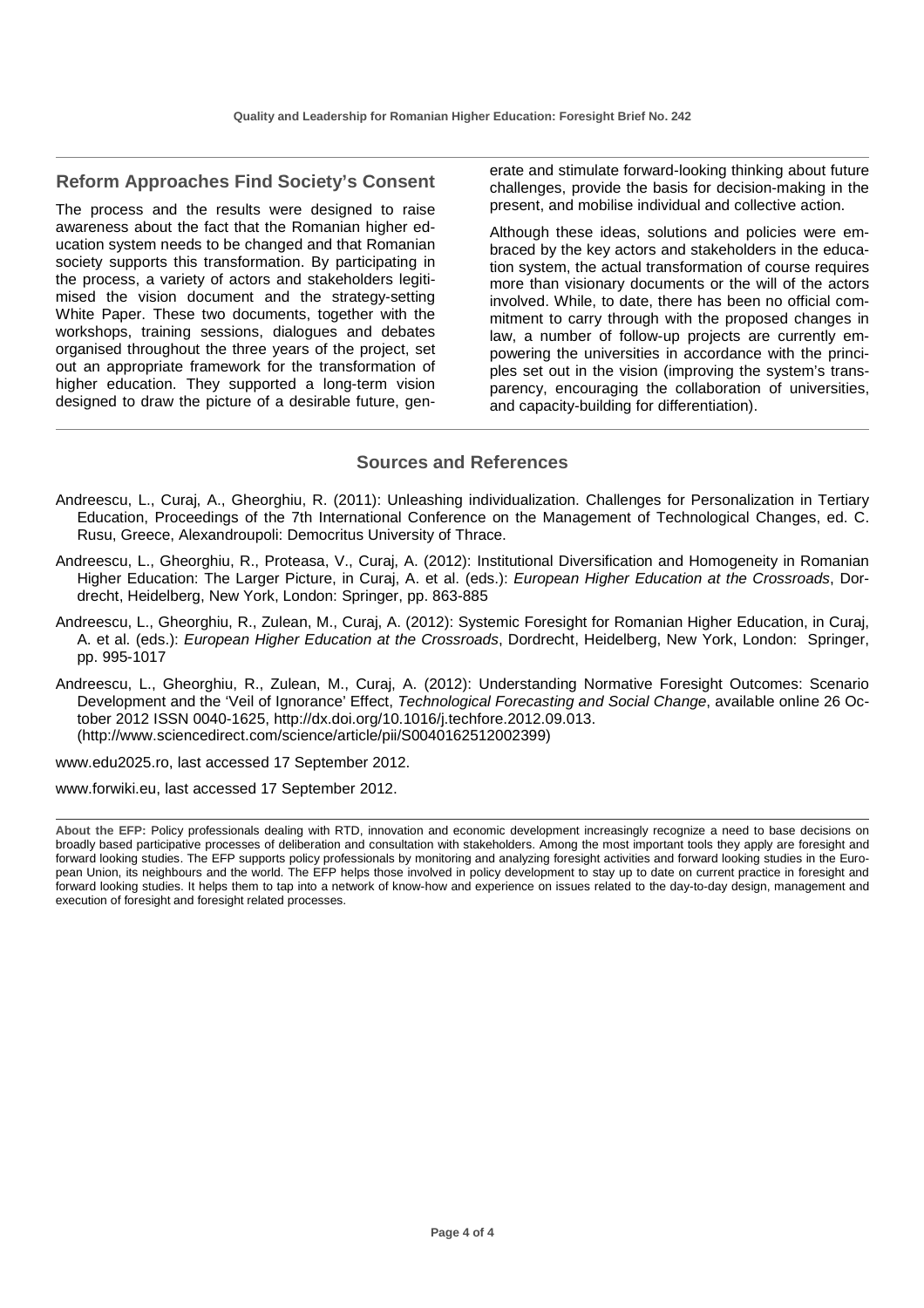## Reform Approaches Find Society's Consent

The process and the results were designed to raise awareness about the fact that the Romanian higher education system needs to be changed and that Romanian society supports this transformation. By participating in the process, a variety of actors and stakeholders legitimised the vision document and the strategy-setting White Paper. These two documents, together with the workshops, training sessions, dialogues and debates organised throughout the three years of the project, set out an appropriate framework for the transformation of higher education. They supported a long-term vision designed to draw the picture of a desirable future, generate and stimulate forward-looking thinking about future challenges, provide the basis for decision-making in the present, and mobilise individual and collective action.

Although these ideas, solutions and policies were embraced by the key actors and stakeholders in the education system, the actual transformation of course requires more than visionary documents or the will of the actors involved. While, to date, there has been no official commitment to carry through with the proposed changes in law, a number of follow-up projects are currently empowering the universities in accordance with the principles set out in the vision (improving the system's transparency, encouraging the collaboration of universities, and capacity-building for differentiation).

## Sources and References

Andreescu, L., Curaj, A., Gheorghiu, R. (2011): Unleashing individualization. Challenges for Personalization in Tertiary Education, Proceedings of the 7th International Conference on the Management of Technological Changes, ed. C. Rusu, Greece, Alexandroupoli: Democritus University of Thrace.

Andreescu, L., Gheorghiu, R., Proteasa, V., Curaj, A. (2012): Institutional Diversification and Homogeneity in Romanian Higher Education: The Larger Picture, in Curaj, A. et al. (eds.): *European Higher Education at the Crossroads*, Dordrecht, Heidelberg, New York, London: Springer, pp. 863-885

Andreescu, L., Gheorghiu, R., Zulean, M., Curaj, A. (2012): Systemic Foresight for Romanian Higher Education, in Curaj, A. et al. (eds.): *European Higher Education at the Crossroads*, Dordrecht, Heidelberg, New York, London: Springer, pp. 995-1017

Andreescu, L., Gheorghiu, R., Zulean, M., Curaj, A. (2012): Understanding Normative Foresight Outcomes: Scenario Development and the 'Veil of Ignorance' Effect, *Technological Forecasting and Social Change*, available online 26 October 2012 ISSN 0040-1625, http://dx.doi.org/10.1016/j.techfore.2012.09.013. (http://www.sciencedirect.com/science/article/pii/S0040162512002399)

www.edu2025.ro, last accessed 17 September 2012.

www.forwiki.eu, last accessed 17 September 2012.

**About the EFP:** Policy professionals dealing with RTD, innovation and economic development increasingly recognize a need to base decisions on broadly based participative processes of deliberation and consultation with stakeholders. Among the most important tools they apply are foresight and forward looking studies. The EFP supports policy professionals by monitoring and analyzing foresight activities and forward looking studies in the European Union, its neighbours and the world. The EFP helps those involved in policy development to stay up to date on current practice in foresight and forward looking studies. It helps them to tap into a network of know-how and experience on issues related to the day-to-day design, management and execution of foresight and foresight related processes.